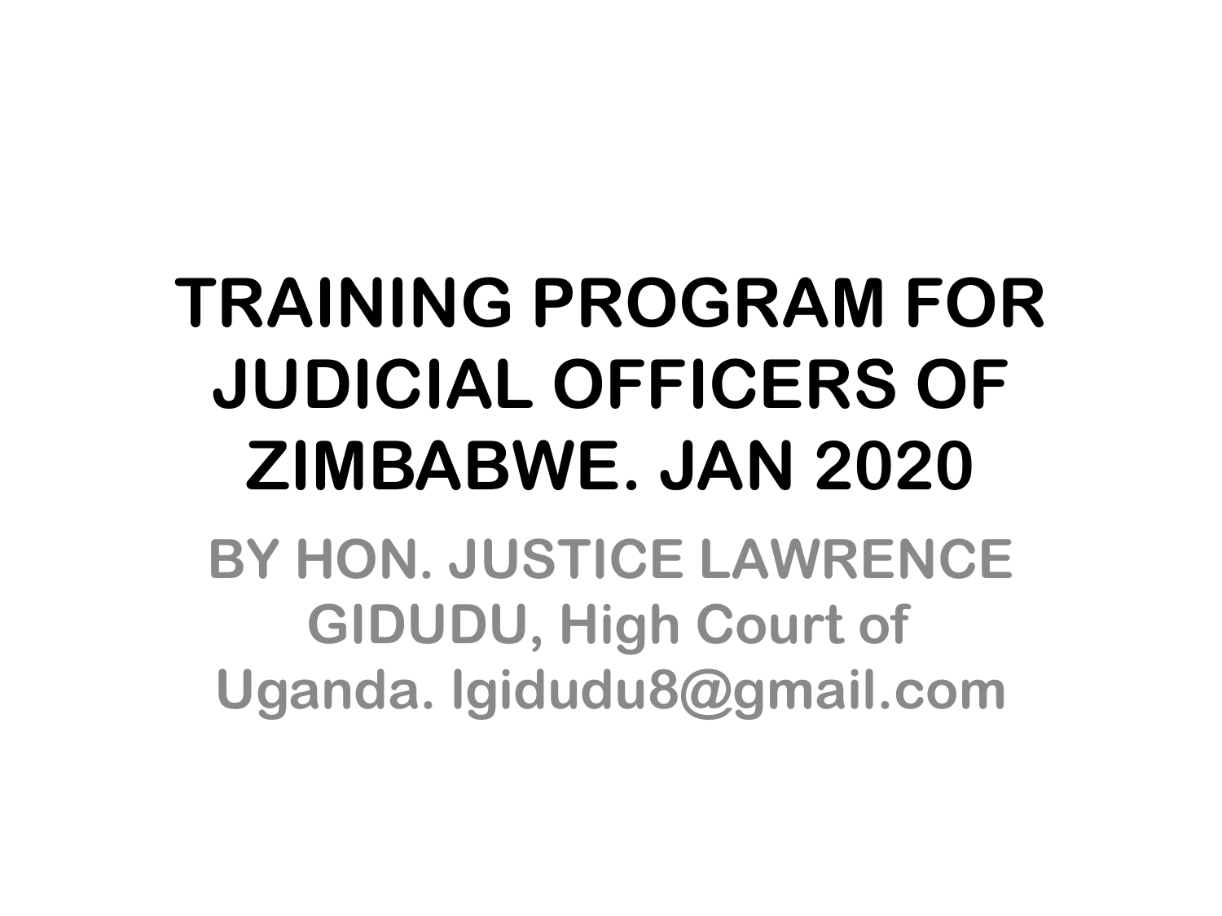# TRAINING PROGRAM FOR JUDICIAL OFFICERS OF ZIMBABWE. JAN 2020

**BY HON. JUSTICE LAWRENCE GIDUDU, High Court of Uganda. lgidudu8@gmail.com**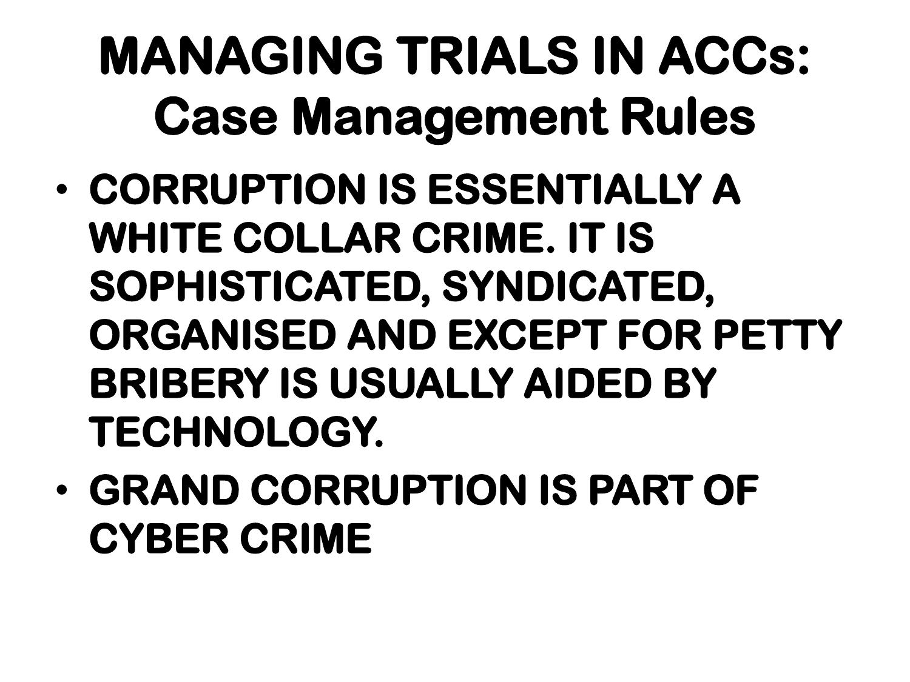# MANAGING TRIALS IN ACCs:
## Case Management Rules

- **CORRUPTION IS ESSENTIALLY A WHITE COLLAR CRIME. IT IS SOPHISTICATED, SYNDICATED, ORGANISED AND EXCEPT FOR PETTY BRIBERY IS USUALLY AIDED BY TECHNOLOGY.**
- **GRAND CORRUPTION IS PART OF CYBER CRIME**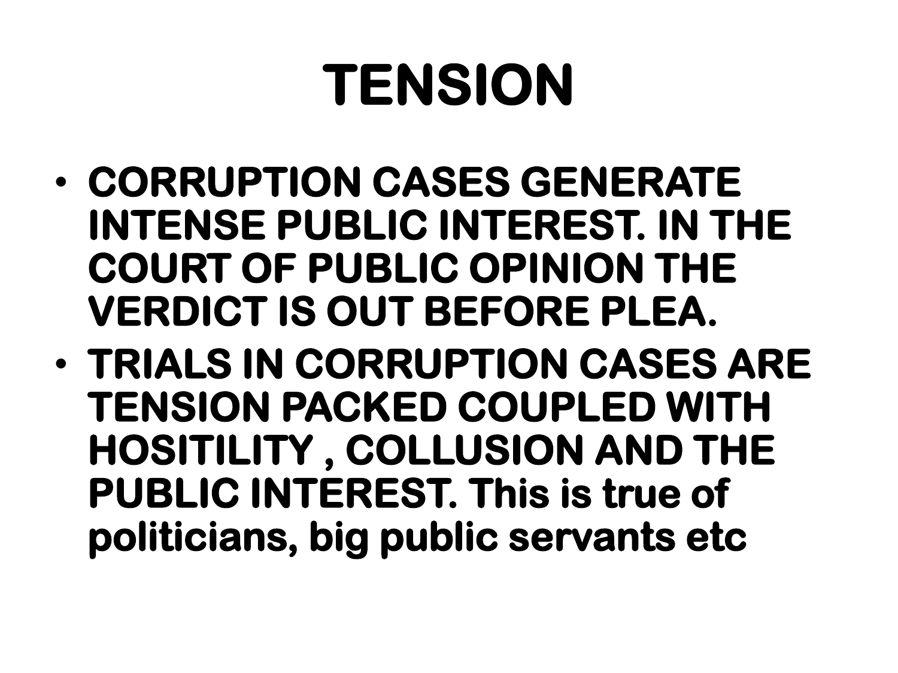# TENSION

- CORRUPTION CASES GENERATE INTENSE PUBLIC INTEREST. IN THE COURT OF PUBLIC OPINION THE VERDICT IS OUT BEFORE PLEA.
- TRIALS IN CORRUPTION CASES ARE TENSION PACKED COUPLED WITH HOSITILITY , COLLUSION AND THE PUBLIC INTEREST. This is true of politicians, big public servants etc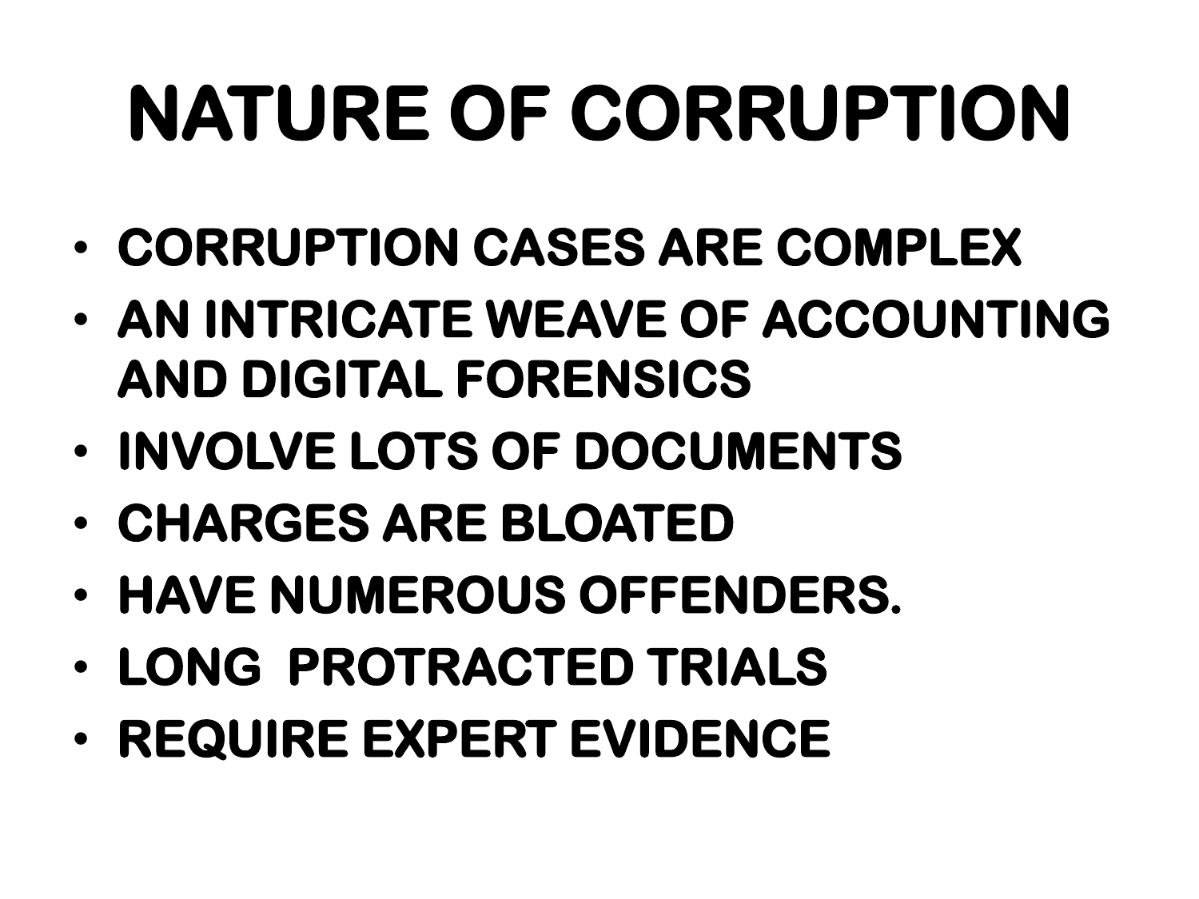# NATURE OF CORRUPTION

- **CORRUPTION CASES ARE COMPLEX**
- **AN INTRICATE WEAVE OF ACCOUNTING AND DIGITAL FORENSICS**
- **INVOLVE LOTS OF DOCUMENTS**
- **CHARGES ARE BLOATED**
- **HAVE NUMEROUS OFFENDERS.**
- **LONG PROTRACTED TRIALS**
- **REQUIRE EXPERT EVIDENCE**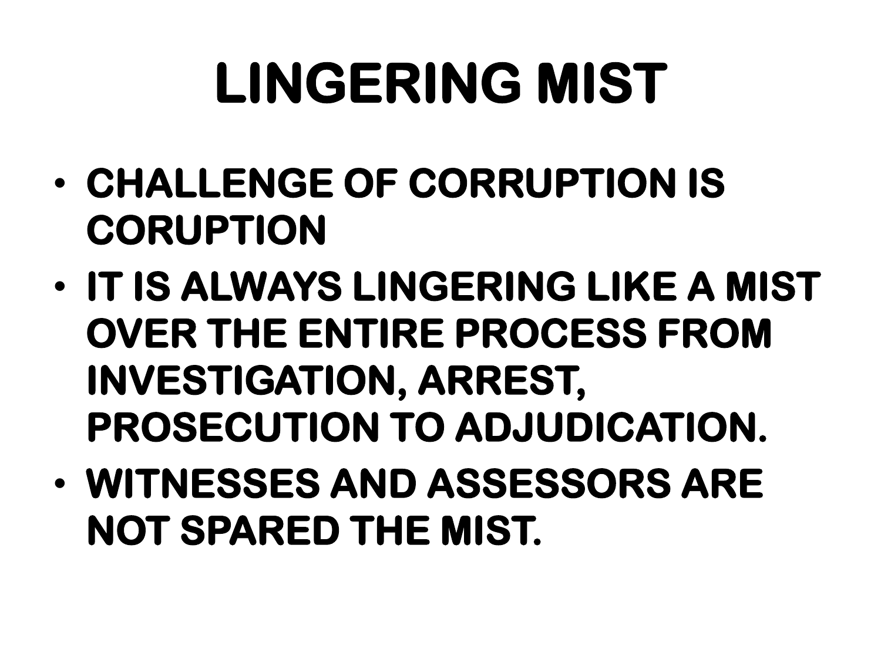# LINGERING MIST

- CHALLENGE OF CORRUPTION IS CORUPTION
- IT IS ALWAYS LINGERING LIKE A MIST OVER THE ENTIRE PROCESS FROM INVESTIGATION, ARREST, PROSECUTION TO ADJUDICATION.
- WITNESSES AND ASSESSORS ARE NOT SPARED THE MIST.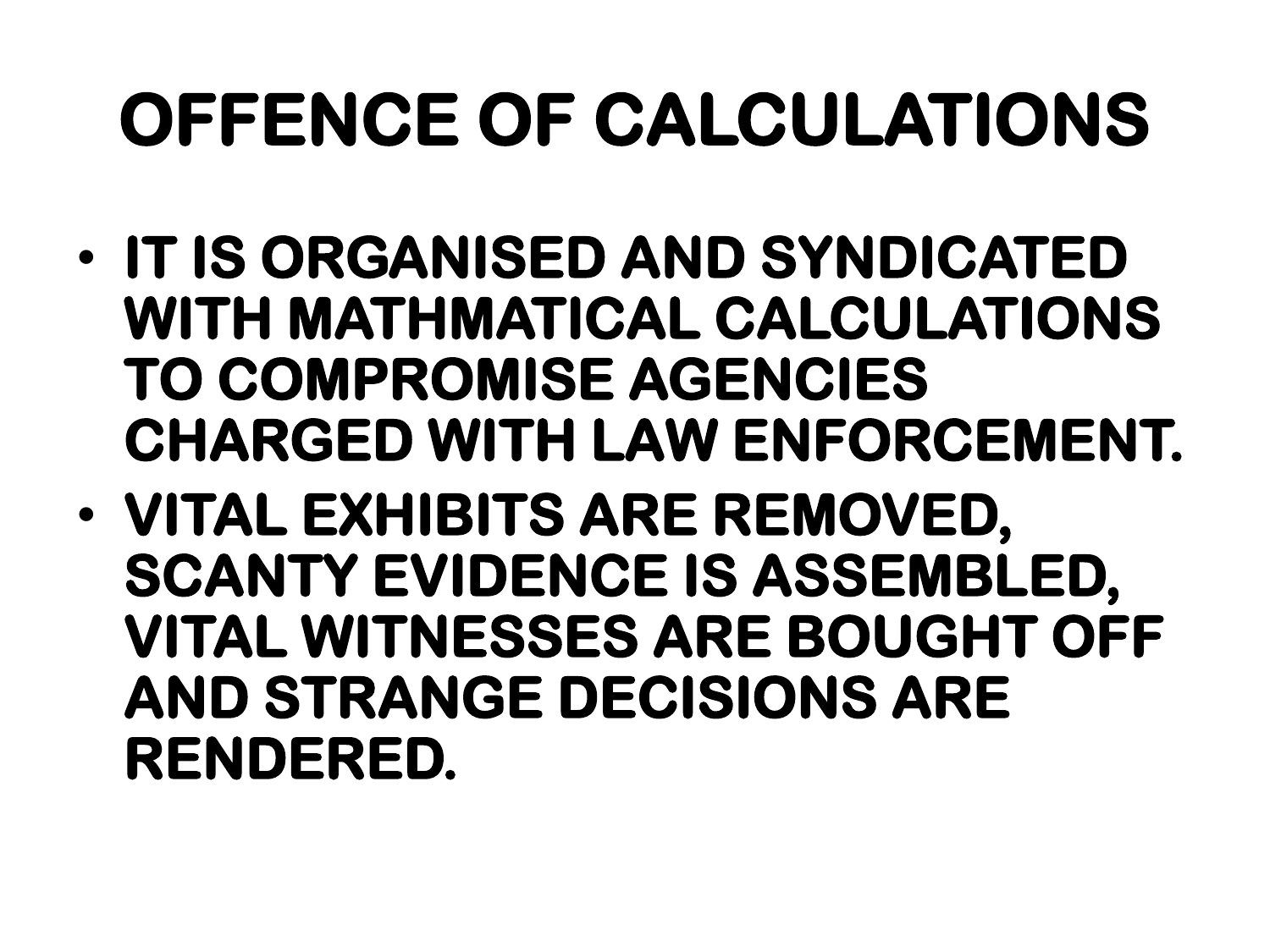# OFFENCE OF CALCULATIONS

- IT IS ORGANISED AND SYNDICATED WITH MATHMATICAL CALCULATIONS TO COMPROMISE AGENCIES CHARGED WITH LAW ENFORCEMENT.
- VITAL EXHIBITS ARE REMOVED, SCANTY EVIDENCE IS ASSEMBLED, VITAL WITNESSES ARE BOUGHT OFF AND STRANGE DECISIONS ARE RENDERED.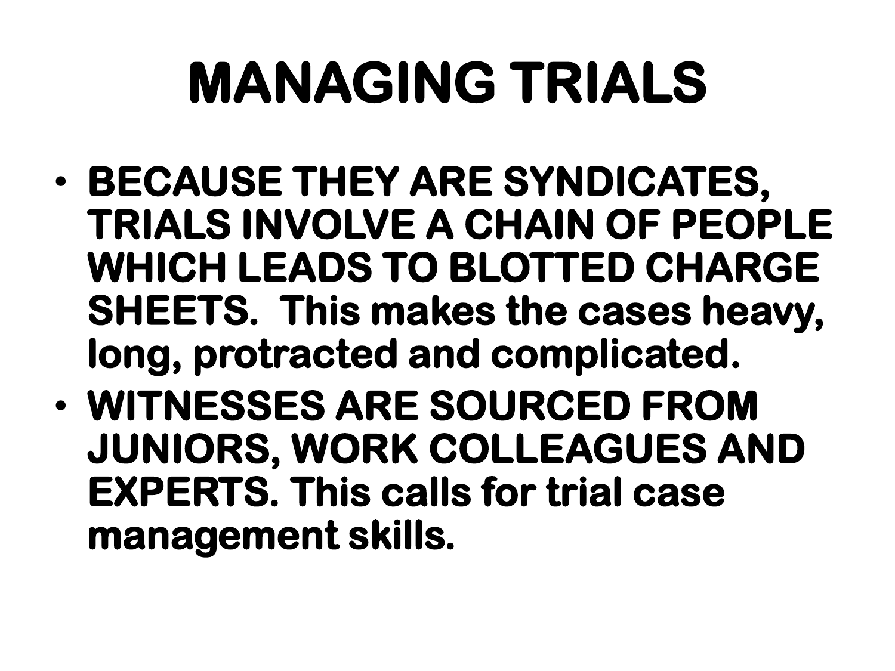# MANAGING TRIALS

- **BECAUSE THEY ARE SYNDICATES, TRIALS INVOLVE A CHAIN OF PEOPLE WHICH LEADS TO BLOTTED CHARGE SHEETS. This makes the cases heavy, long, protracted and complicated.**
- **WITNESSES ARE SOURCED FROM JUNIORS, WORK COLLEAGUES AND EXPERTS. This calls for trial case management skills.**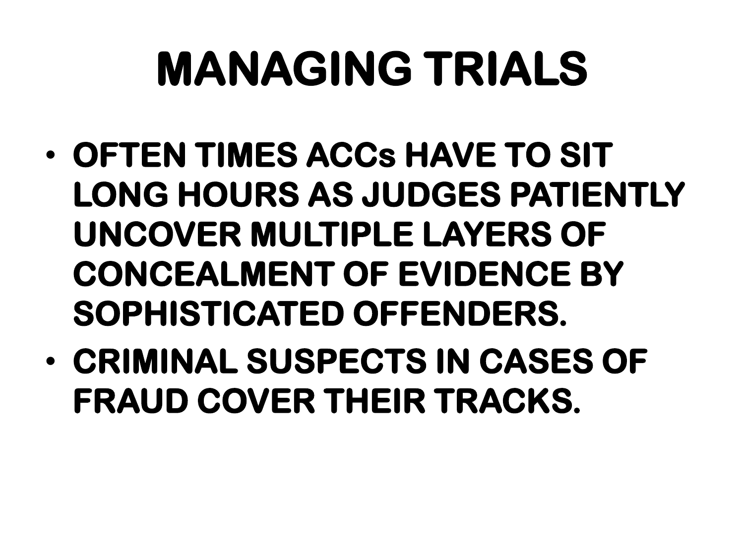# MANAGING TRIALS

- OFTEN TIMES ACCs HAVE TO SIT LONG HOURS AS JUDGES PATIENTLY UNCOVER MULTIPLE LAYERS OF CONCEALMENT OF EVIDENCE BY SOPHISTICATED OFFENDERS.
- CRIMINAL SUSPECTS IN CASES OF FRAUD COVER THEIR TRACKS.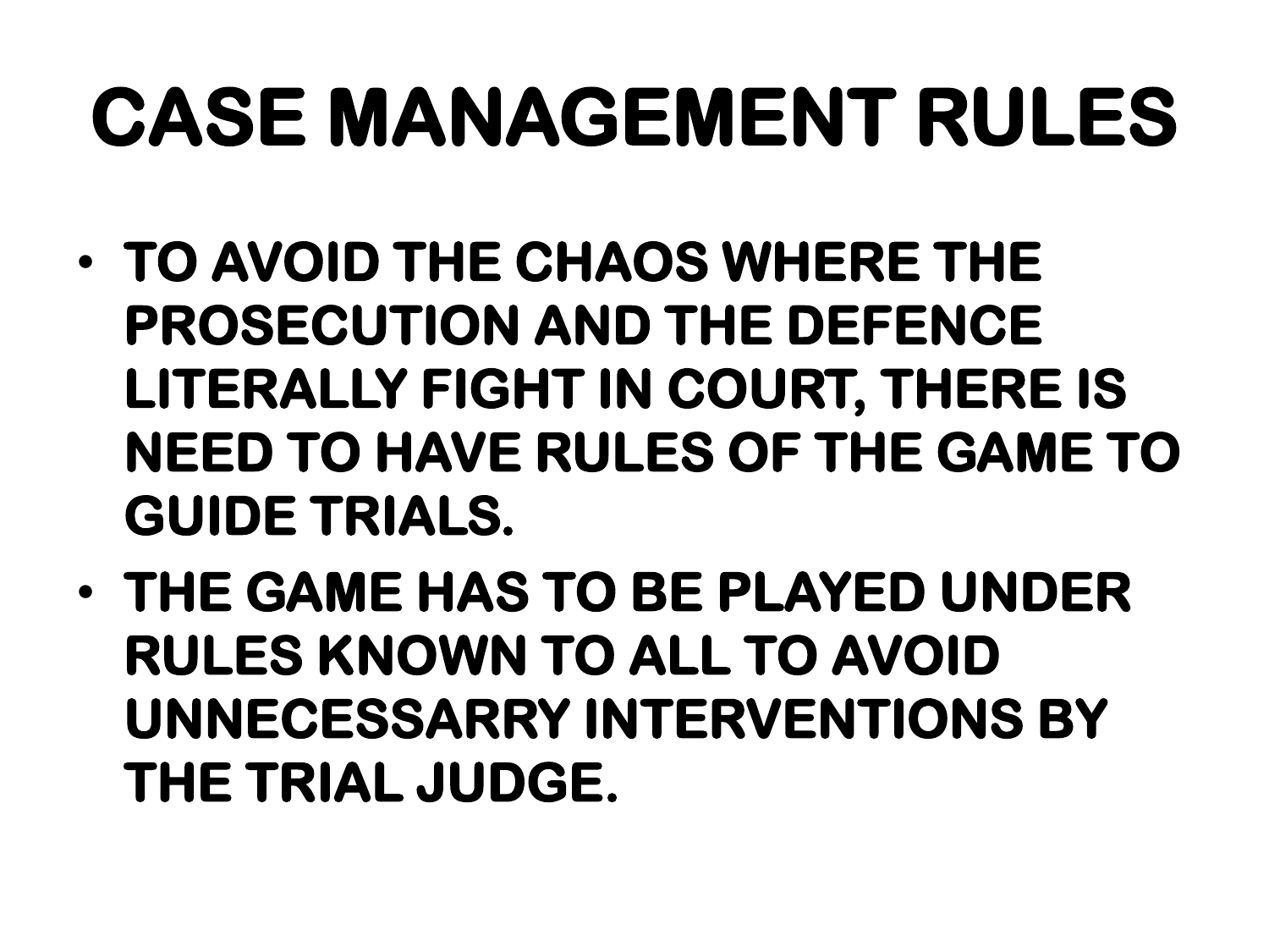# CASE MANAGEMENT RULES

- TO AVOID THE CHAOS WHERE THE PROSECUTION AND THE DEFENCE LITERALLY FIGHT IN COURT, THERE IS NEED TO HAVE RULES OF THE GAME TO GUIDE TRIALS.
- THE GAME HAS TO BE PLAYED UNDER RULES KNOWN TO ALL TO AVOID UNNECESSARRY INTERVENTIONS BY THE TRIAL JUDGE.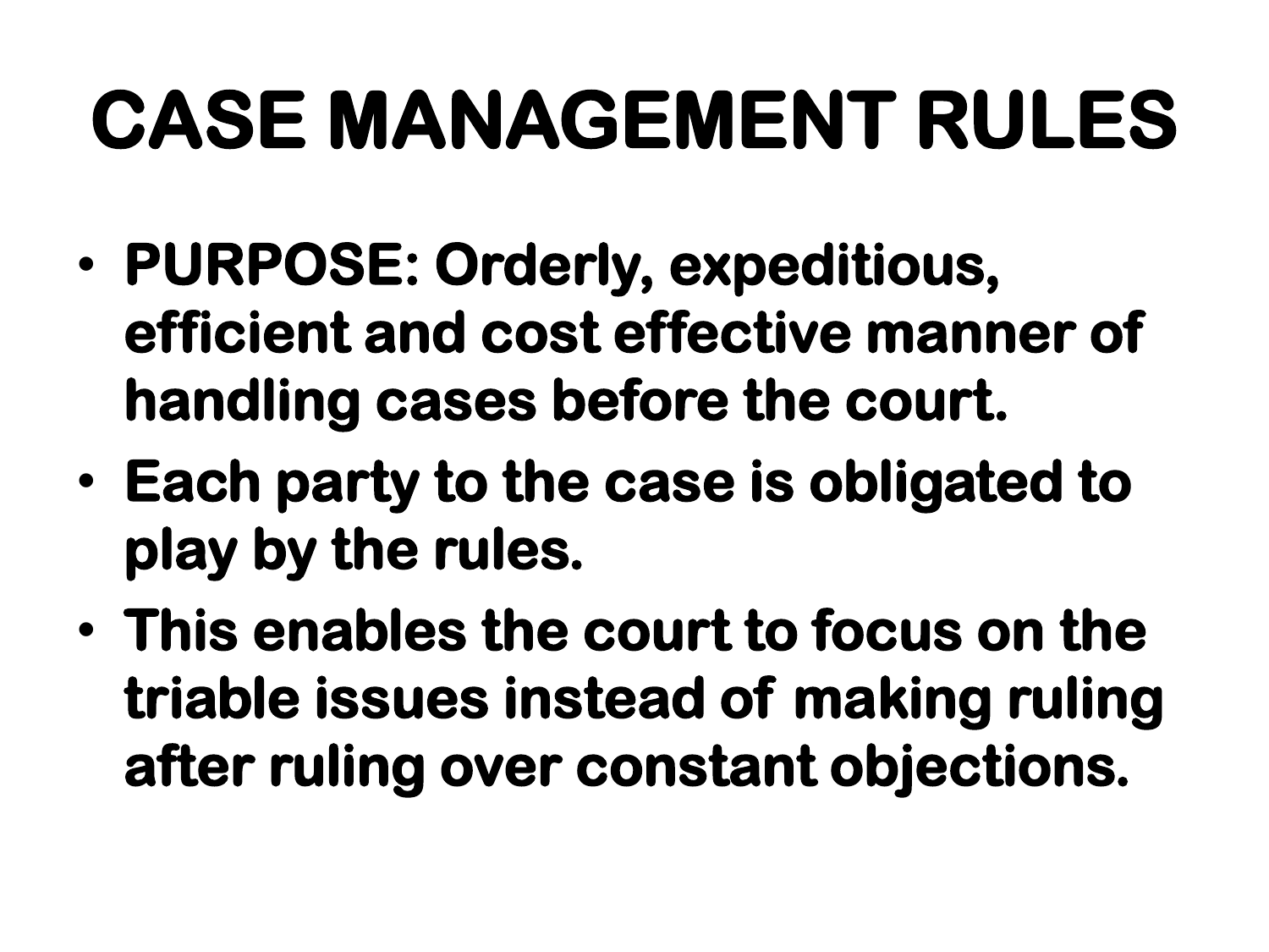# CASE MANAGEMENT RULES

- **PURPOSE: Orderly, expeditious, efficient and cost effective manner of handling cases before the court.**
- **Each party to the case is obligated to play by the rules.**
- **This enables the court to focus on the triable issues instead of making ruling after ruling over constant objections.**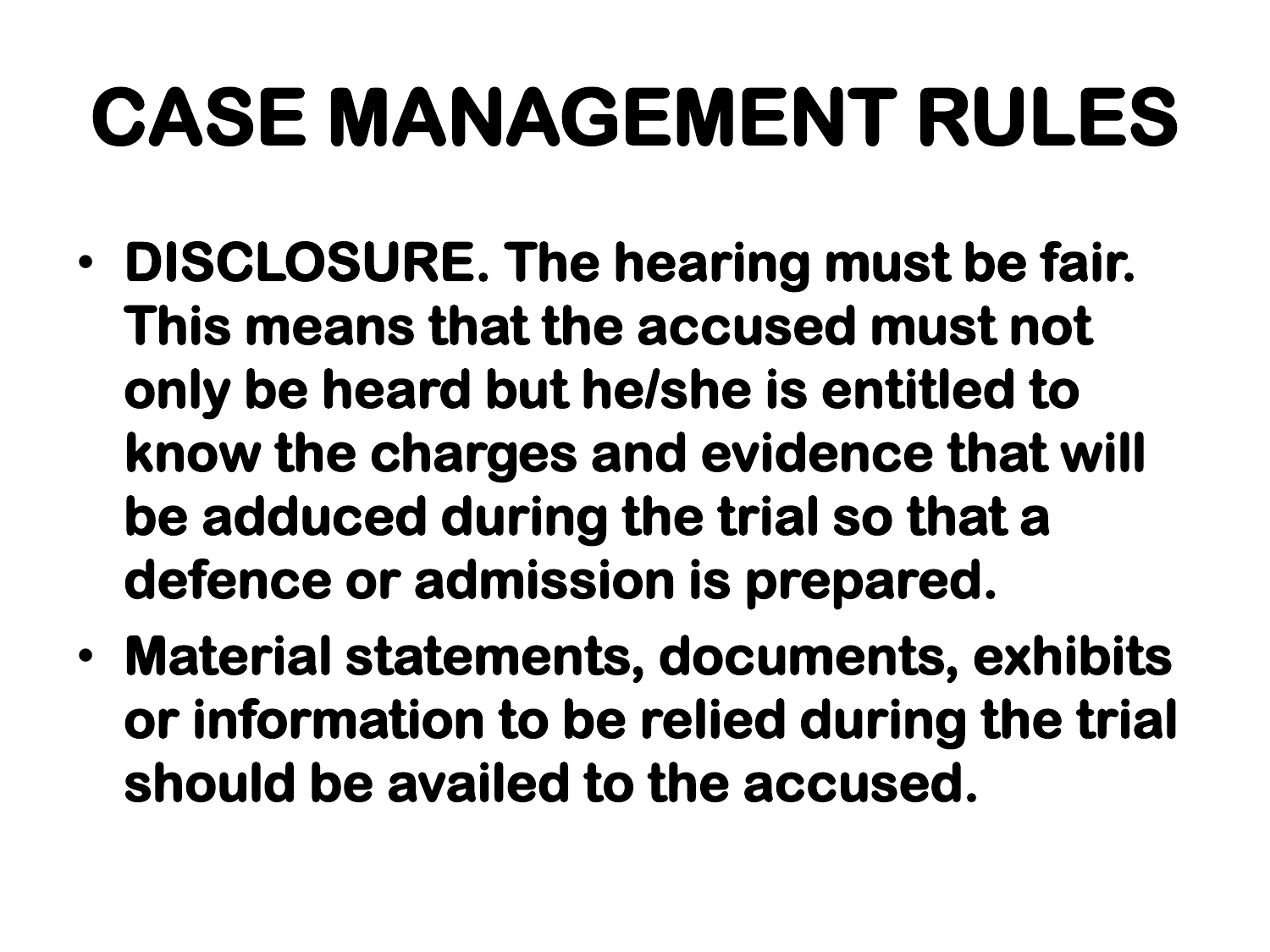# CASE MANAGEMENT RULES

- **DISCLOSURE. The hearing must be fair. This means that the accused must not only be heard but he/she is entitled to know the charges and evidence that will be adduced during the trial so that a defence or admission is prepared.**
- **Material statements, documents, exhibits or information to be relied during the trial should be availed to the accused.**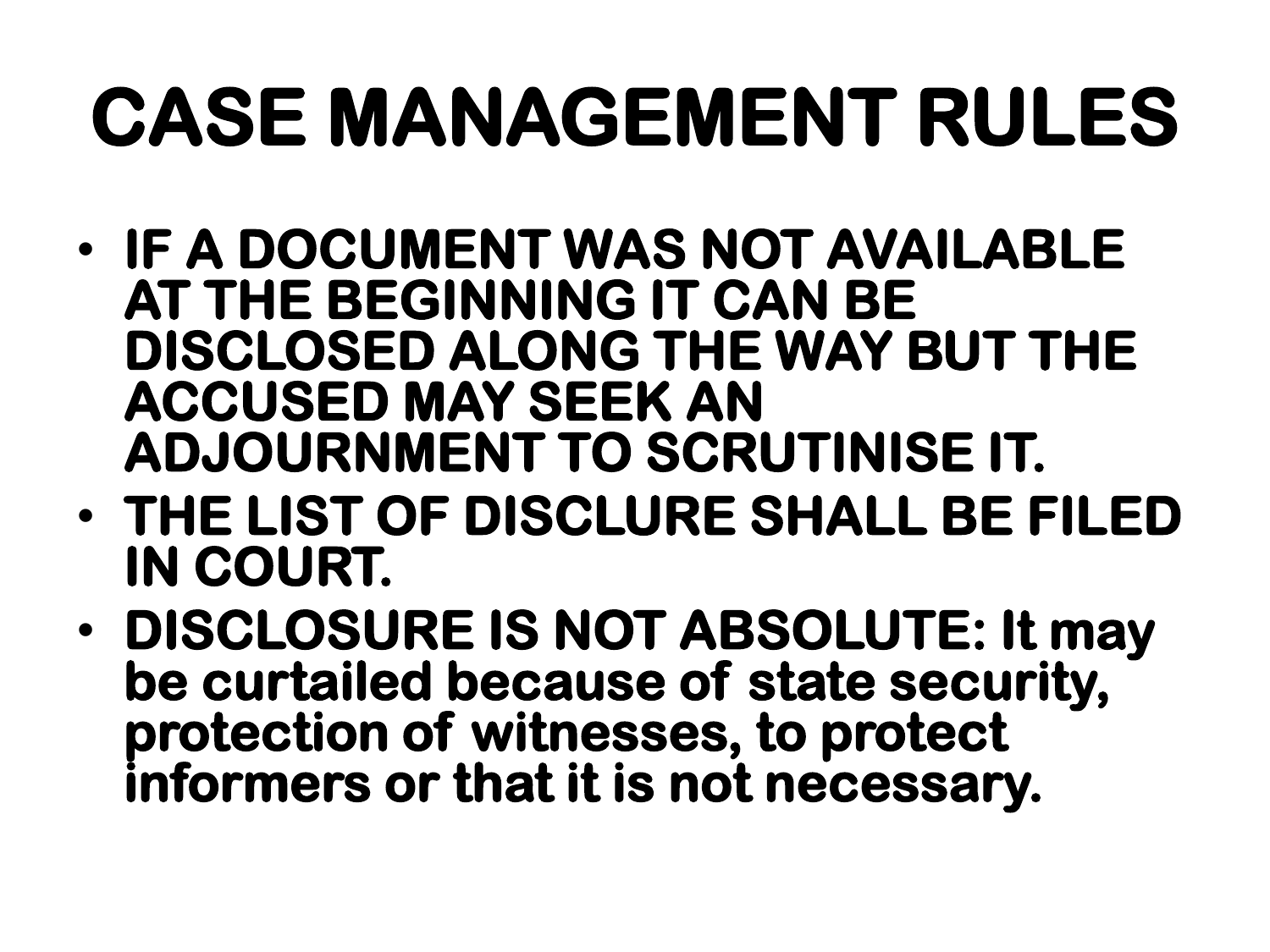# CASE MANAGEMENT RULES

- **IF A DOCUMENT WAS NOT AVAILABLE AT THE BEGINNING IT CAN BE DISCLOSED ALONG THE WAY BUT THE ACCUSED MAY SEEK AN ADJOURNMENT TO SCRUTINISE IT.**
- **THE LIST OF DISCLURE SHALL BE FILED IN COURT.**
- **DISCLOSURE IS NOT ABSOLUTE: It may be curtailed because of state security, protection of witnesses, to protect informers or that it is not necessary.**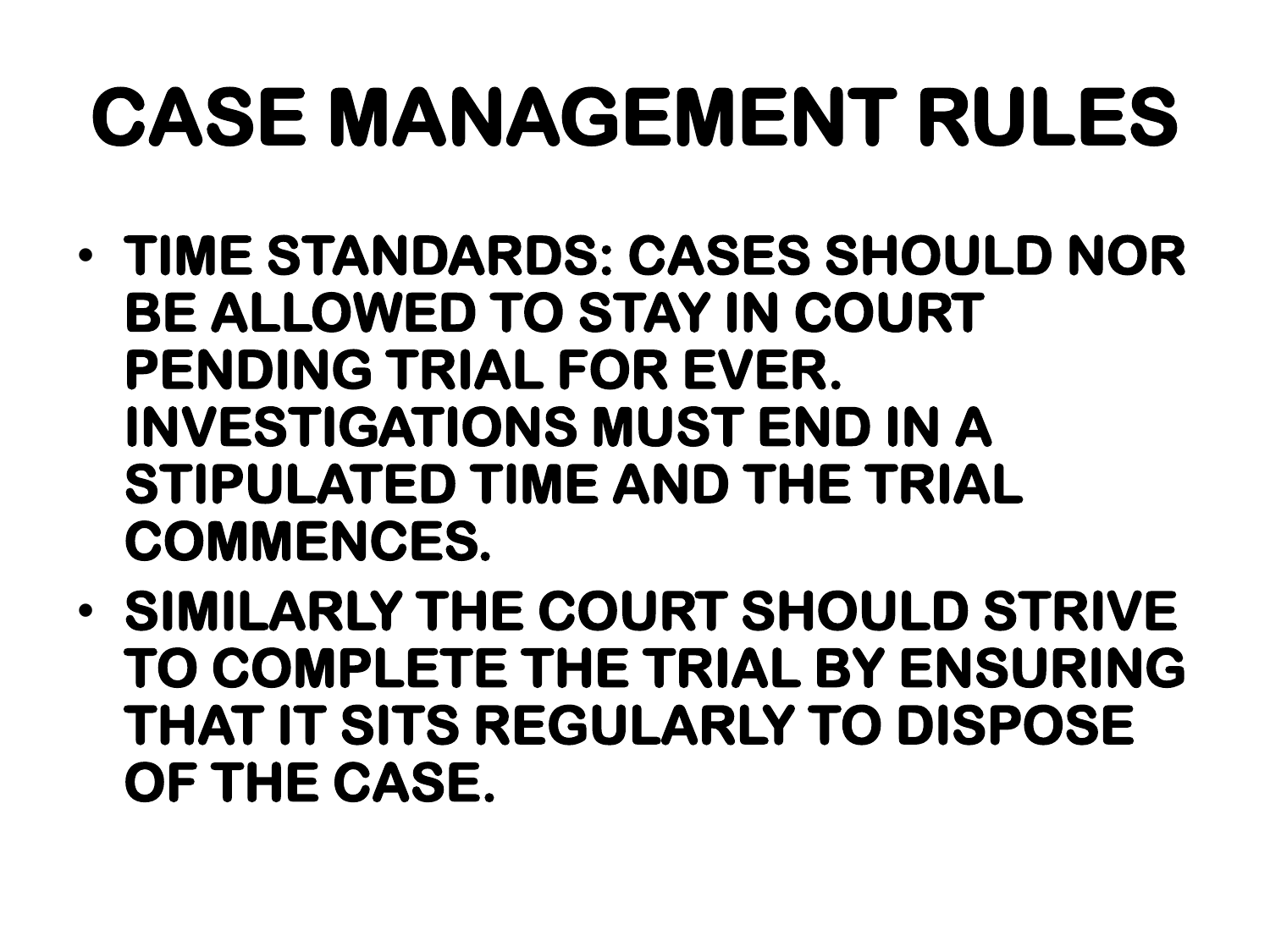# CASE MANAGEMENT RULES

- **TIME STANDARDS: CASES SHOULD NOR BE ALLOWED TO STAY IN COURT PENDING TRIAL FOR EVER. INVESTIGATIONS MUST END IN A STIPULATED TIME AND THE TRIAL COMMENCES.**
- **SIMILARLY THE COURT SHOULD STRIVE TO COMPLETE THE TRIAL BY ENSURING THAT IT SITS REGULARLY TO DISPOSE OF THE CASE.**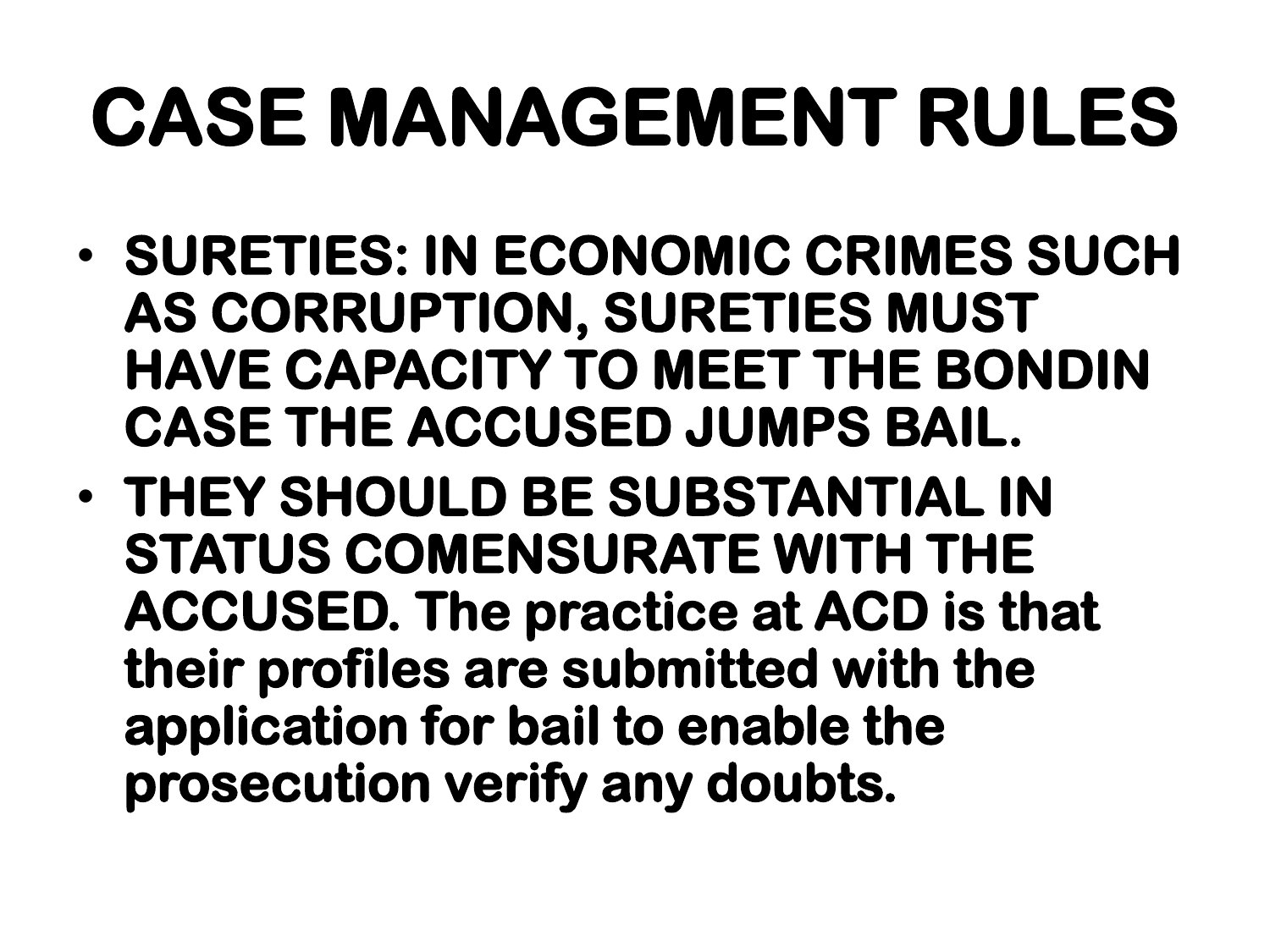# CASE MANAGEMENT RULES

- **SURETIES: IN ECONOMIC CRIMES SUCH AS CORRUPTION, SURETIES MUST HAVE CAPACITY TO MEET THE BONDIN CASE THE ACCUSED JUMPS BAIL.**
- **THEY SHOULD BE SUBSTANTIAL IN STATUS COMENSURATE WITH THE ACCUSED. The practice at ACD is that their profiles are submitted with the application for bail to enable the prosecution verify any doubts.**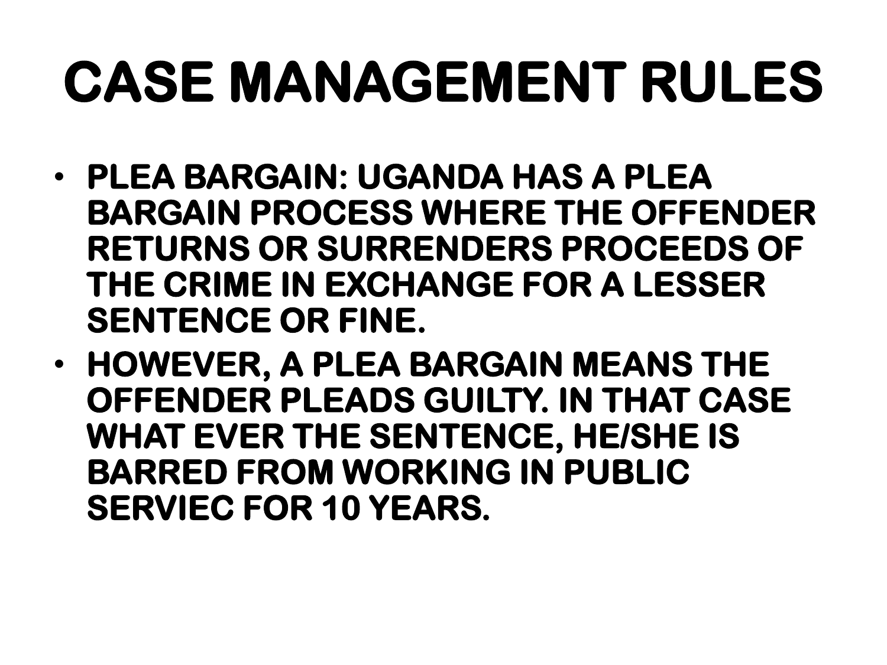# CASE MANAGEMENT RULES

- **PLEA BARGAIN: UGANDA HAS A PLEA BARGAIN PROCESS WHERE THE OFFENDER RETURNS OR SURRENDERS PROCEEDS OF THE CRIME IN EXCHANGE FOR A LESSER SENTENCE OR FINE.**
- **HOWEVER, A PLEA BARGAIN MEANS THE OFFENDER PLEADS GUILTY. IN THAT CASE WHAT EVER THE SENTENCE, HE/SHE IS BARRED FROM WORKING IN PUBLIC SERVIEC FOR 10 YEARS.**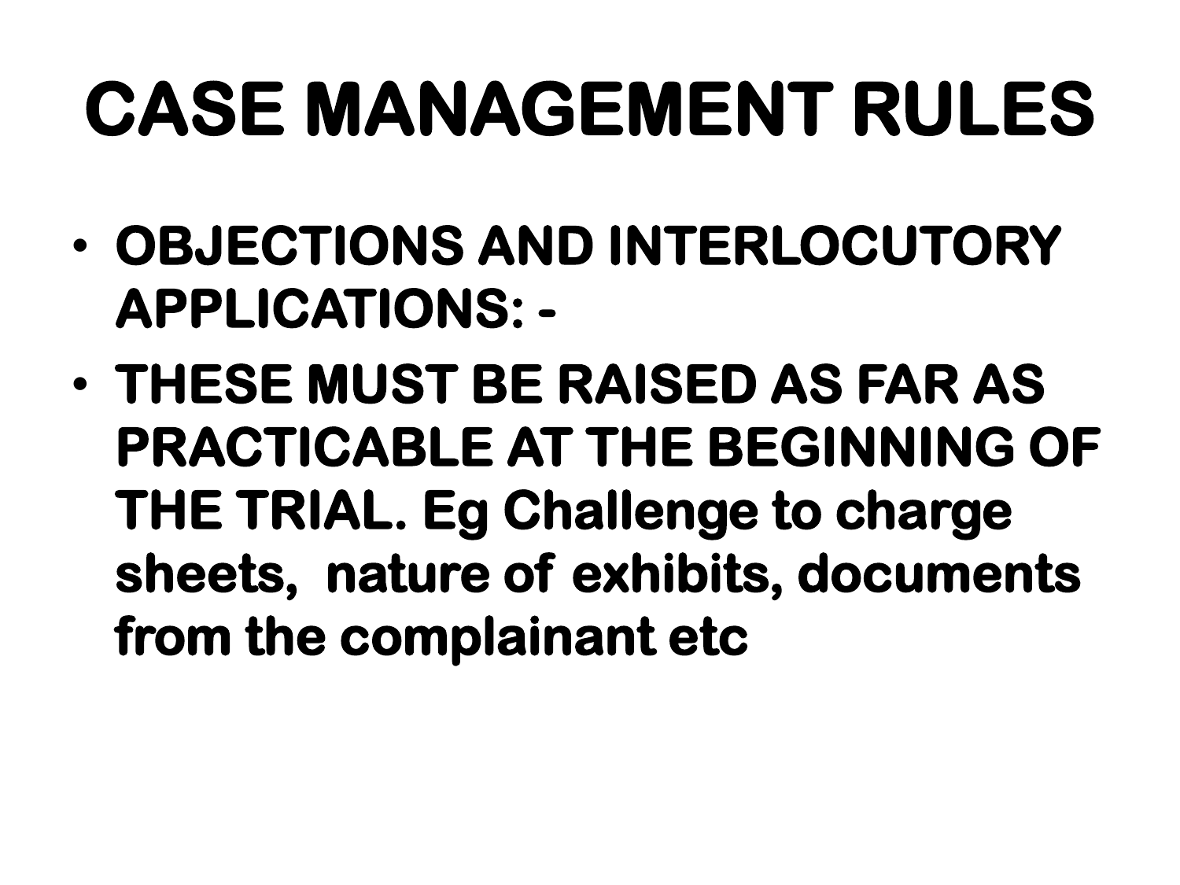# CASE MANAGEMENT RULES

- **OBJECTIONS AND INTERLOCUTORY APPLICATIONS: -**
- **THESE MUST BE RAISED AS FAR AS PRACTICABLE AT THE BEGINNING OF THE TRIAL. Eg Challenge to charge sheets, nature of exhibits, documents from the complainant etc**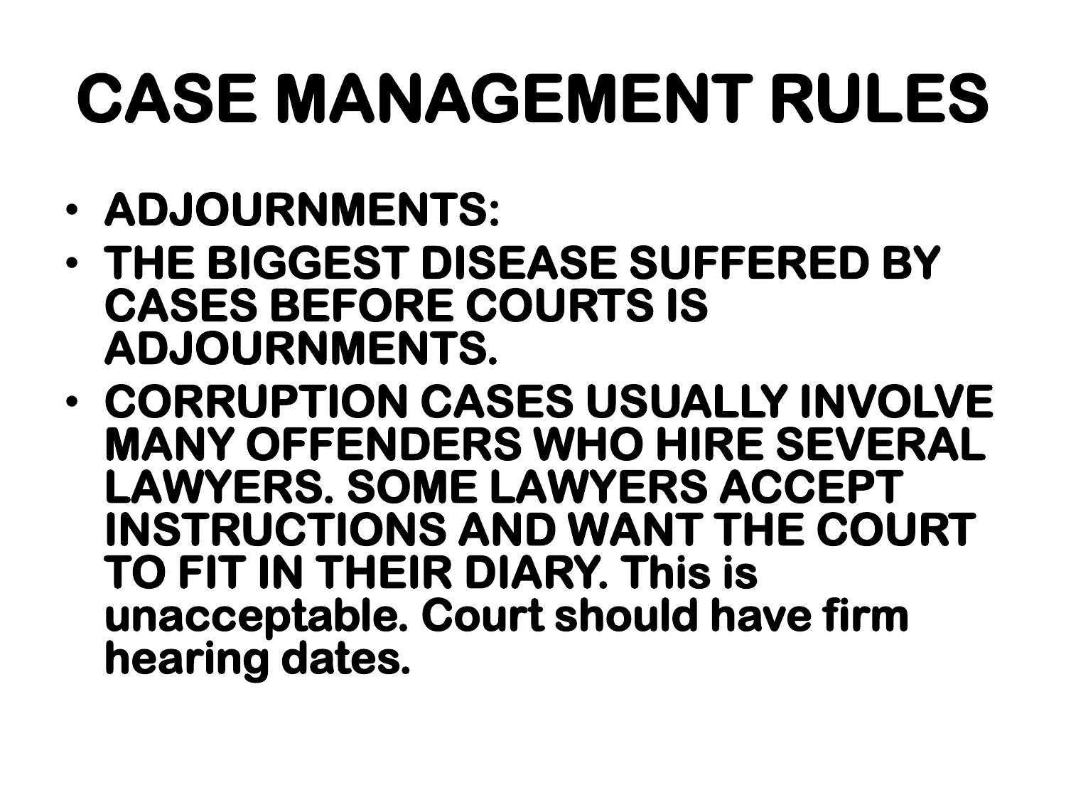# CASE MANAGEMENT RULES

- **ADJOURNMENTS:**
- **THE BIGGEST DISEASE SUFFERED BY CASES BEFORE COURTS IS ADJOURNMENTS.**
- **CORRUPTION CASES USUALLY INVOLVE MANY OFFENDERS WHO HIRE SEVERAL LAWYERS. SOME LAWYERS ACCEPT INSTRUCTIONS AND WANT THE COURT TO FIT IN THEIR DIARY. This is unacceptable. Court should have firm hearing dates.**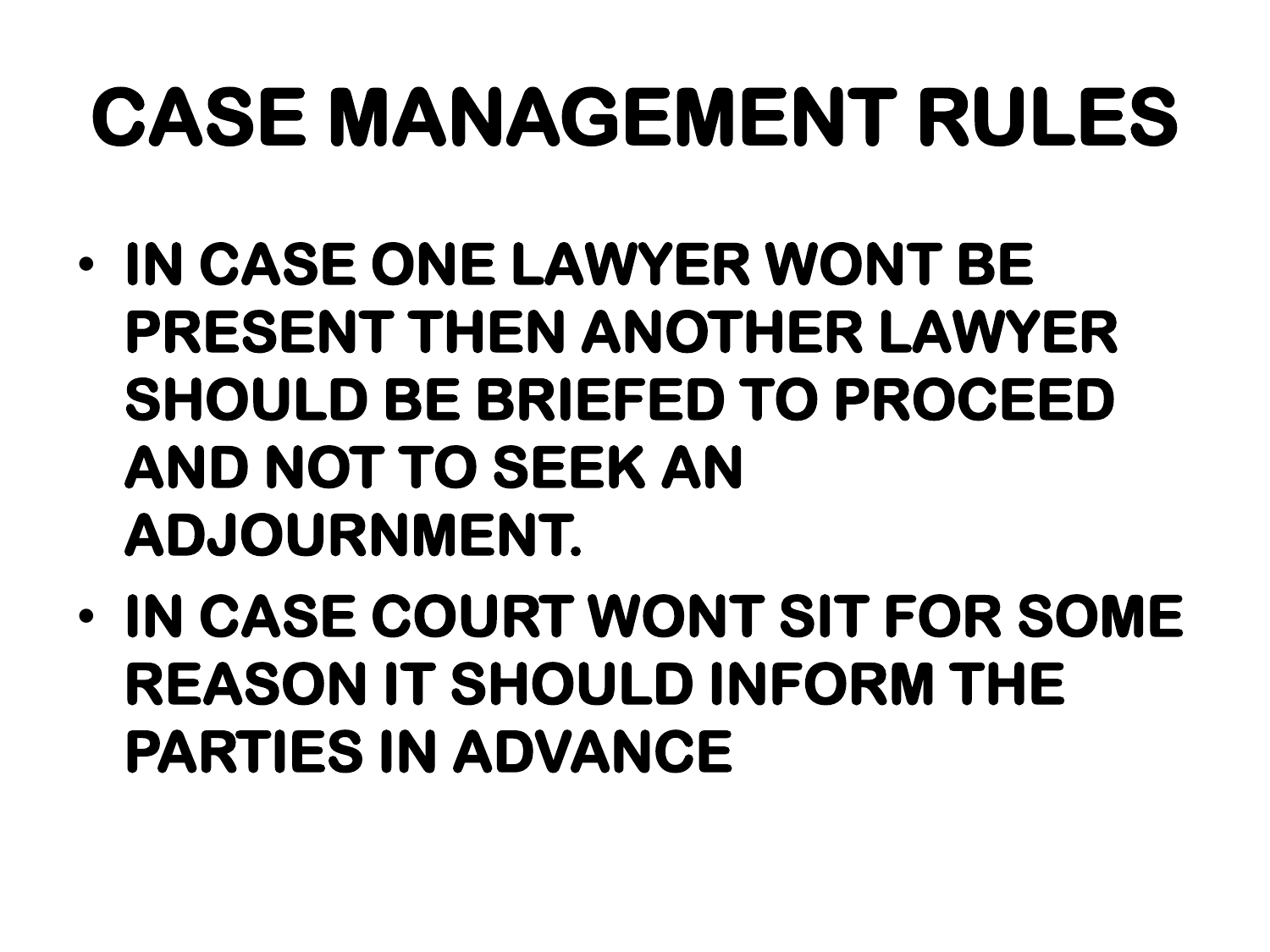# CASE MANAGEMENT RULES

- IN CASE ONE LAWYER WONT BE PRESENT THEN ANOTHER LAWYER SHOULD BE BRIEFED TO PROCEED AND NOT TO SEEK AN ADJOURNMENT.
- IN CASE COURT WONT SIT FOR SOME REASON IT SHOULD INFORM THE PARTIES IN ADVANCE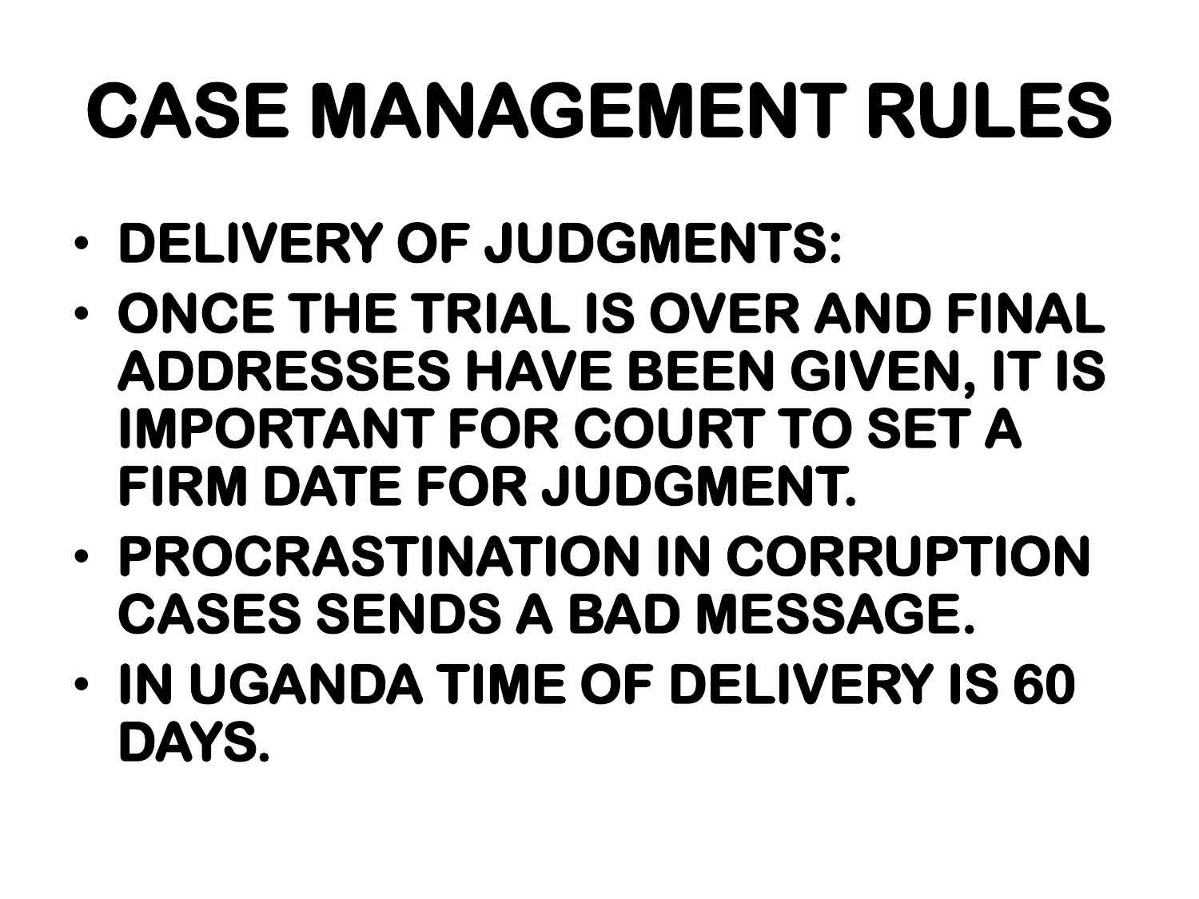# CASE MANAGEMENT RULES

- **DELIVERY OF JUDGMENTS:**
- **ONCE THE TRIAL IS OVER AND FINAL ADDRESSES HAVE BEEN GIVEN, IT IS IMPORTANT FOR COURT TO SET A FIRM DATE FOR JUDGMENT.**
- **PROCRASTINATION IN CORRUPTION CASES SENDS A BAD MESSAGE.**
- **IN UGANDA TIME OF DELIVERY IS 60 DAYS.**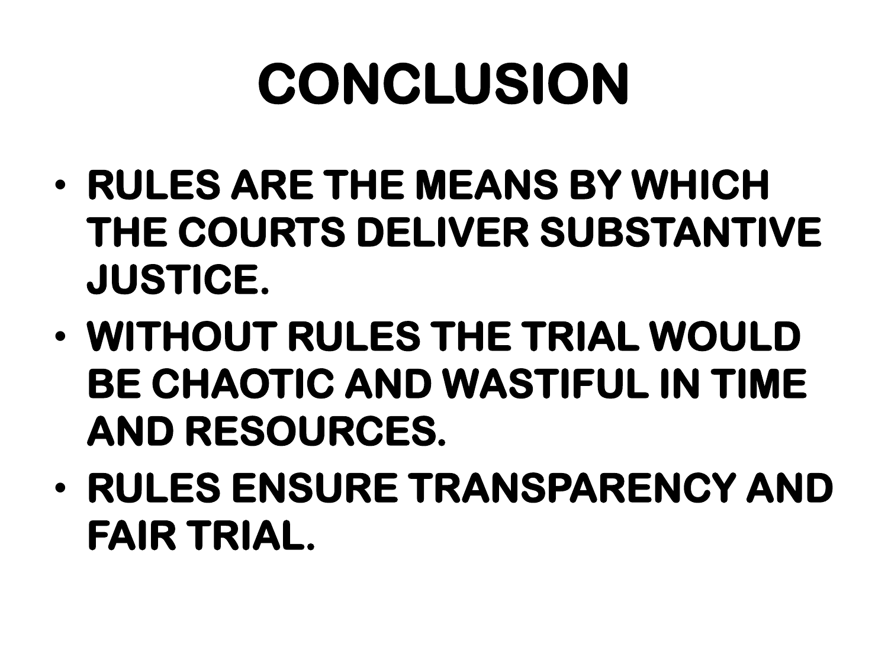# CONCLUSION

- **RULES ARE THE MEANS BY WHICH THE COURTS DELIVER SUBSTANTIVE JUSTICE.**
- **WITHOUT RULES THE TRIAL WOULD BE CHAOTIC AND WASTIFUL IN TIME AND RESOURCES.**
- **RULES ENSURE TRANSPARENCY AND FAIR TRIAL.**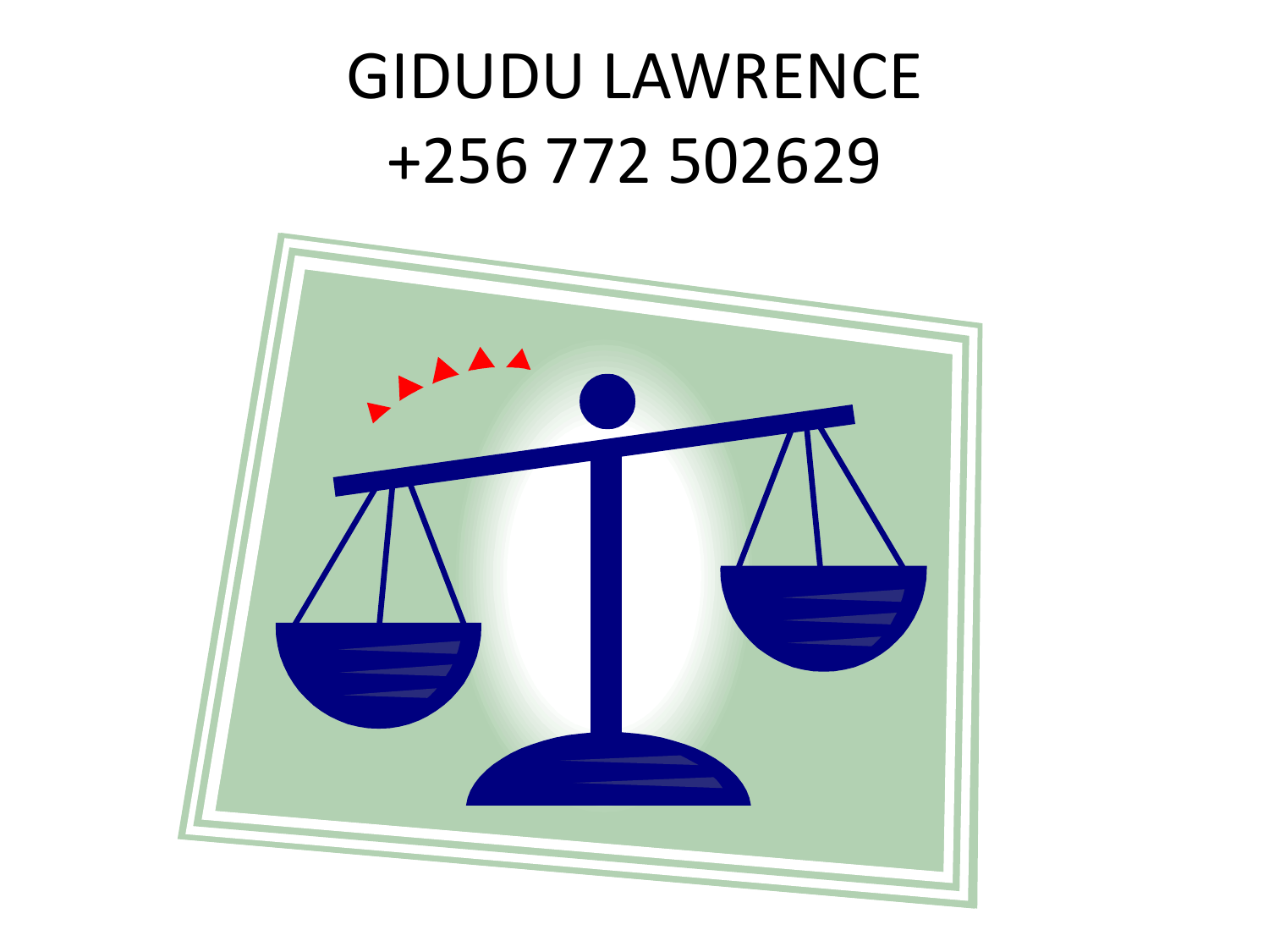GIDUDU LAWRENCE

+256 772 502629